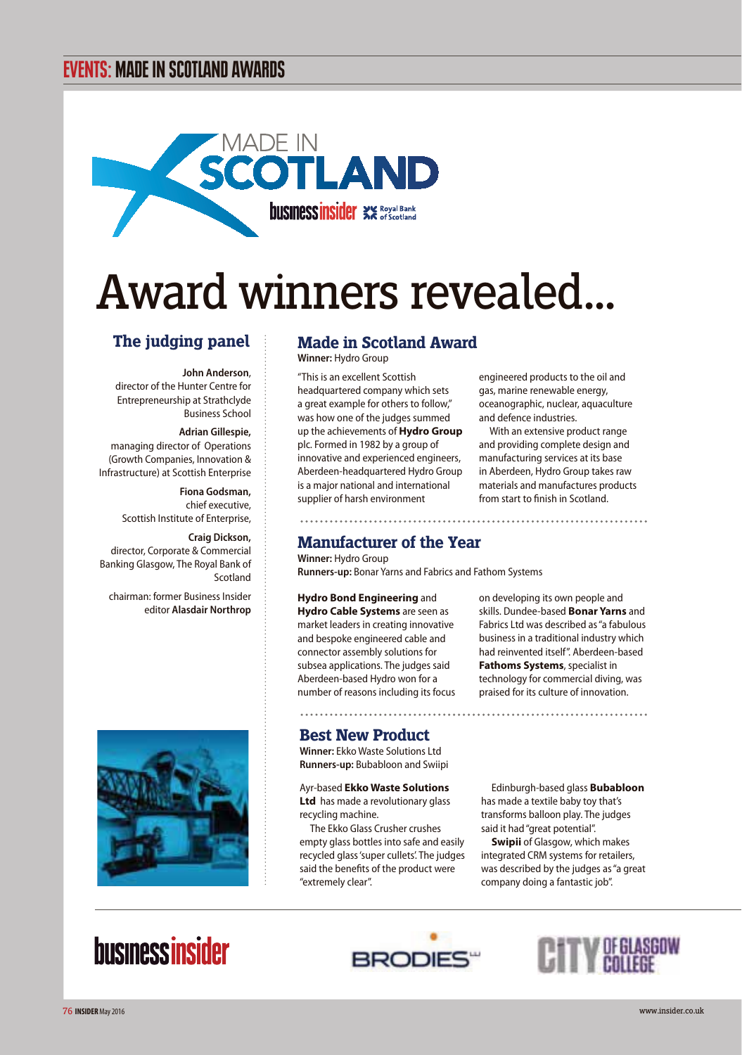# Award winners revealed...

## The judging panel

**John Anderson**, director of the Hunter Centre for Entrepreneurship at Strathclyde Business School

**Adrian Gillespie,** managing director of Operations (Growth Companies, Innovation & Infrastructure) at Scottish Enterprise

**Fiona Godsman,** chief executive, Scottish Institute of Enterprise,

**Craig Dickson,** director, Corporate & Commercial Banking Glasgow, The Royal Bank of Scotland

chairman: former Business Insider editor **Alasdair Northrop**

## Made in Scotland Award

**Winner:** Hydro Group

"This is an excellent Scottish headquartered company which sets a great example for others to follow," was how one of the judges summed up the achievements of **Hydro Group** plc. Formed in 1982 by a group of innovative and experienced engineers, Aberdeen-headquartered Hydro Group is a major national and international supplier of harsh environment engineered products to the oil and gas, marine renewable energy, oceanographic, nuclear, aquaculture and defence industries.

With an extensive product range and providing complete design and manufacturing services at its base in Aberdeen, Hydro Group takes raw materials and manufactures products from start to finish in Scotland.

## Manufacturer of the Year

**Winner:** Hydro Group
**Runners-up:** Bonar Yarns and Fabrics and Fathom Systems

**Hydro Bond Engineering** and **Hydro Cable Systems** are seen as market leaders in creating innovative and bespoke engineered cable and connector assembly solutions for subsea applications. The judges said Aberdeen-based Hydro won for a number of reasons including its focus on developing its own people and skills. Dundee-based **Bonar Yarns** and Fabrics Ltd was described as "a fabulous business in a traditional industry which had reinvented itself". Aberdeen-based **Fathoms Systems**, specialist in technology for commercial diving, was praised for its culture of innovation.

## Best New Product

**Winner:** Ekko Waste Solutions Ltd
**Runners-up:** Bubabloon and Swiipi

Ayr-based **Ekko Waste Solutions Ltd** has made a revolutionary glass recycling machine.

The Ekko Glass Crusher crushes empty glass bottles into safe and easily recycled glass 'super cullets'. The judges said the benefits of the product were "extremely clear".

Edinburgh-based glass **Bubabloon** has made a textile baby toy that's transforms balloon play. The judges said it had "great potential".

**Swipii** of Glasgow, which makes integrated CRM systems for retailers, was described by the judges as "a great company doing a fantastic job".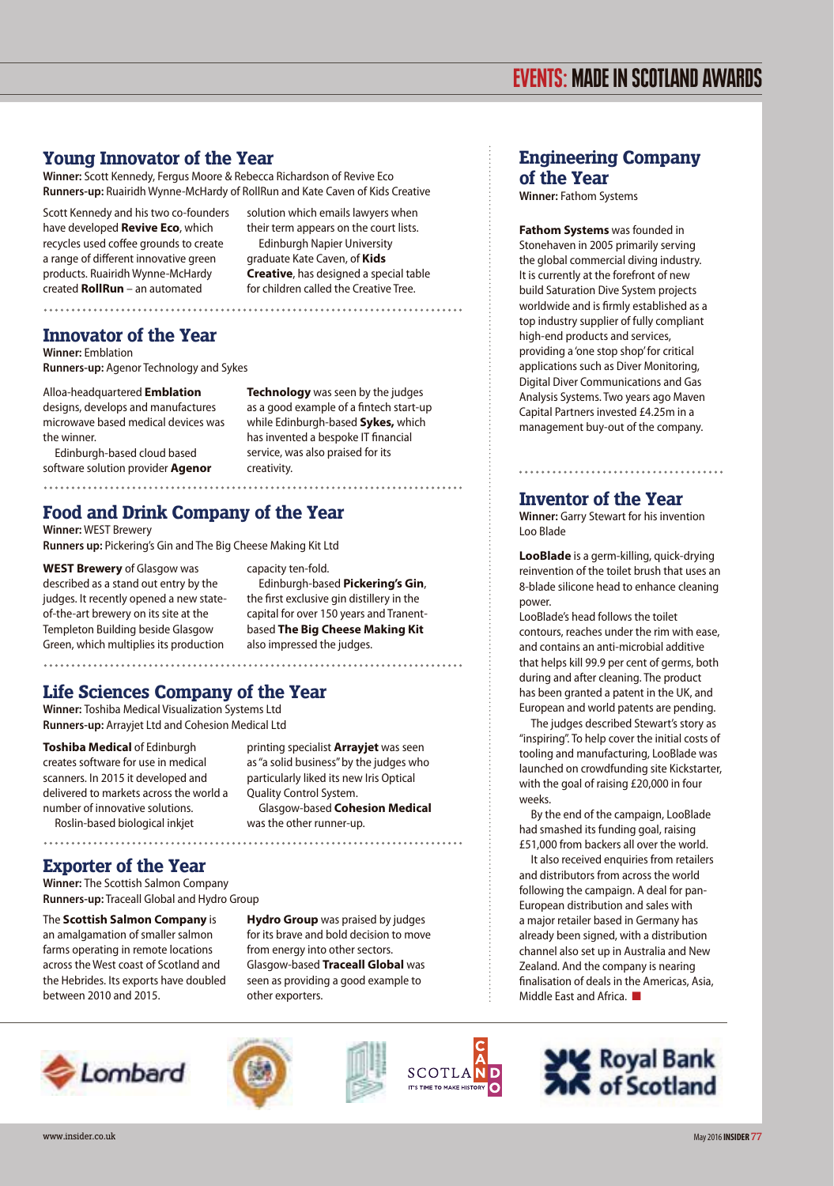# EVENTS: MADE IN SCOTLAND AWARDS

## Young Innovator of the Year

**Winner:** Scott Kennedy, Fergus Moore & Rebecca Richardson of Revive Eco
**Runners-up:** Ruairidh Wynne-McHardy of RollRun and Kate Caven of Kids Creative

Scott Kennedy and his two co-founders have developed **Revive Eco**, which recycles used coffee grounds to create a range of different innovative green products. Ruairidh Wynne-McHardy created **RollRun** – an automated solution which emails lawyers when their term appears on the court lists.

Edinburgh Napier University graduate Kate Caven, of **Kids Creative**, has designed a special table for children called the Creative Tree.

## Innovator of the Year

**Winner:** Emblation
**Runners-up:** Agenor Technology and Sykes

Alloa-headquartered **Emblation** designs, develops and manufactures microwave based medical devices was the winner.

Edinburgh-based cloud based software solution provider **Agenor Technology** was seen by the judges as a good example of a fintech start-up while Edinburgh-based **Sykes,** which has invented a bespoke IT financial service, was also praised for its creativity.

## Food and Drink Company of the Year

**Winner:** WEST Brewery
**Runners up:** Pickering's Gin and The Big Cheese Making Kit Ltd

**WEST Brewery** of Glasgow was described as a stand out entry by the judges. It recently opened a new state-of-the-art brewery on its site at the Templeton Building beside Glasgow Green, which multiplies its production capacity ten-fold.

Edinburgh-based **Pickering's Gin**, the first exclusive gin distillery in the capital for over 150 years and Tranent-based **The Big Cheese Making Kit** also impressed the judges.

## Life Sciences Company of the Year

**Winner:** Toshiba Medical Visualization Systems Ltd
**Runners-up:** Arrayjet Ltd and Cohesion Medical Ltd

**Toshiba Medical** of Edinburgh creates software for use in medical scanners. In 2015 it developed and delivered to markets across the world a number of innovative solutions.

Roslin-based biological inkjet printing specialist **Arrayjet** was seen as "a solid business" by the judges who particularly liked its new Iris Optical Quality Control System.

Glasgow-based **Cohesion Medical** was the other runner-up.

## Exporter of the Year

**Winner:** The Scottish Salmon Company
**Runners-up:** Traceall Global and Hydro Group

The **Scottish Salmon Company** is an amalgamation of smaller salmon farms operating in remote locations across the West coast of Scotland and the Hebrides. Its exports have doubled between 2010 and 2015.

**Hydro Group** was praised by judges for its brave and bold decision to move from energy into other sectors. Glasgow-based **Traceall Global** was seen as providing a good example to other exporters.

## Engineering Company of the Year

**Winner:** Fathom Systems

**Fathom Systems** was founded in Stonehaven in 2005 primarily serving the global commercial diving industry. It is currently at the forefront of new build Saturation Dive System projects worldwide and is firmly established as a top industry supplier of fully compliant high-end products and services, providing a 'one stop shop' for critical applications such as Diver Monitoring, Digital Diver Communications and Gas Analysis Systems. Two years ago Maven Capital Partners invested £4.25m in a management buy-out of the company.

## Inventor of the Year

**Winner:** Garry Stewart for his invention Loo Blade

**LooBlade** is a germ-killing, quick-drying reinvention of the toilet brush that uses an 8-blade silicone head to enhance cleaning power.

LooBlade's head follows the toilet contours, reaches under the rim with ease, and contains an anti-microbial additive that helps kill 99.9 per cent of germs, both during and after cleaning. The product has been granted a patent in the UK, and European and world patents are pending.

The judges described Stewart's story as "inspiring". To help cover the initial costs of tooling and manufacturing, LooBlade was launched on crowdfunding site Kickstarter, with the goal of raising £20,000 in four weeks.

By the end of the campaign, LooBlade had smashed its funding goal, raising £51,000 from backers all over the world.

It also received enquiries from retailers and distributors from across the world following the campaign. A deal for pan-European distribution and sales with a major retailer based in Germany has already been signed, with a distribution channel also set up in Australia and New Zealand. And the company is nearing finalisation of deals in the Americas, Asia, Middle East and Africa. ■

Lombard

SCOTLAND CAN DO IT'S TIME TO MAKE HISTORY

Royal Bank of Scotland